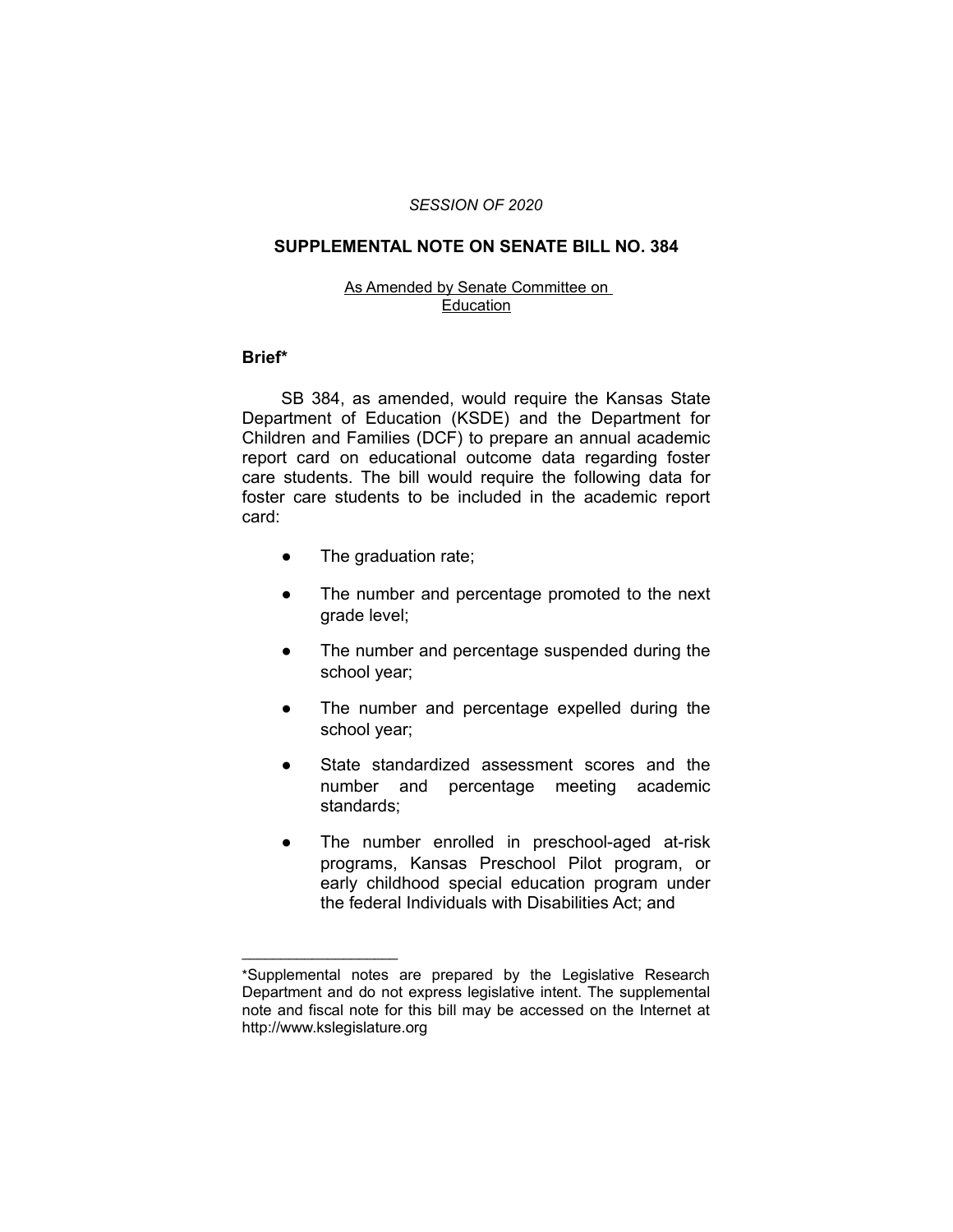*SESSION OF 2020*

## SUPPLEMENTAL NOTE ON SENATE BILL NO. 384

As Amended by Senate Committee on Education

### Brief*

SB 384, as amended, would require the Kansas State Department of Education (KSDE) and the Department for Children and Families (DCF) to prepare an annual academic report card on educational outcome data regarding foster care students. The bill would require the following data for foster care students to be included in the academic report card:

- The graduation rate;
- The number and percentage promoted to the next grade level;
- The number and percentage suspended during the school year;
- The number and percentage expelled during the school year;
- State standardized assessment scores and the number and percentage meeting academic standards;
- The number enrolled in preschool-aged at-risk programs, Kansas Preschool Pilot program, or early childhood special education program under the federal Individuals with Disabilities Act; and

---

*Supplemental notes are prepared by the Legislative Research Department and do not express legislative intent. The supplemental note and fiscal note for this bill may be accessed on the Internet at http://www.kslegislature.org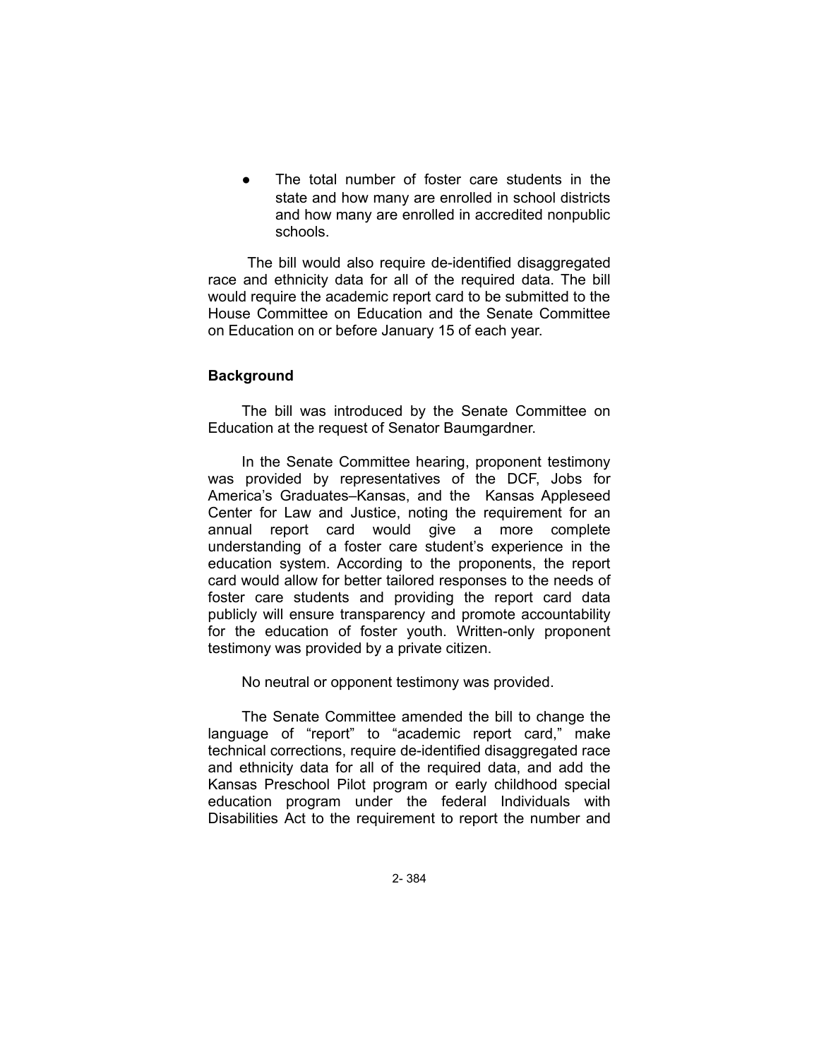- The total number of foster care students in the state and how many are enrolled in school districts and how many are enrolled in accredited nonpublic schools.

The bill would also require de-identified disaggregated race and ethnicity data for all of the required data. The bill would require the academic report card to be submitted to the House Committee on Education and the Senate Committee on Education on or before January 15 of each year.

## Background

The bill was introduced by the Senate Committee on Education at the request of Senator Baumgardner.

In the Senate Committee hearing, proponent testimony was provided by representatives of the DCF, Jobs for America's Graduates–Kansas, and the Kansas Appleseed Center for Law and Justice, noting the requirement for an annual report card would give a more complete understanding of a foster care student's experience in the education system. According to the proponents, the report card would allow for better tailored responses to the needs of foster care students and providing the report card data publicly will ensure transparency and promote accountability for the education of foster youth. Written-only proponent testimony was provided by a private citizen.

No neutral or opponent testimony was provided.

The Senate Committee amended the bill to change the language of "report" to "academic report card," make technical corrections, require de-identified disaggregated race and ethnicity data for all of the required data, and add the Kansas Preschool Pilot program or early childhood special education program under the federal Individuals with Disabilities Act to the requirement to report the number and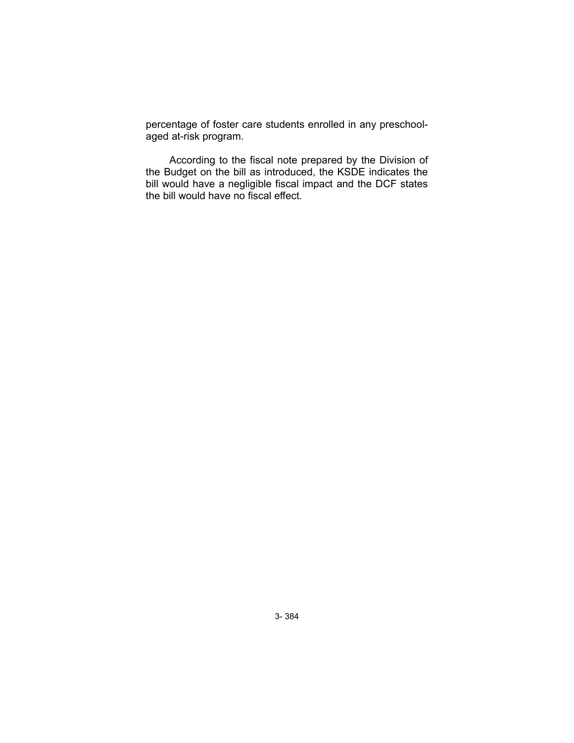percentage of foster care students enrolled in any preschool-aged at-risk program.

According to the fiscal note prepared by the Division of the Budget on the bill as introduced, the KSDE indicates the bill would have a negligible fiscal impact and the DCF states the bill would have no fiscal effect.